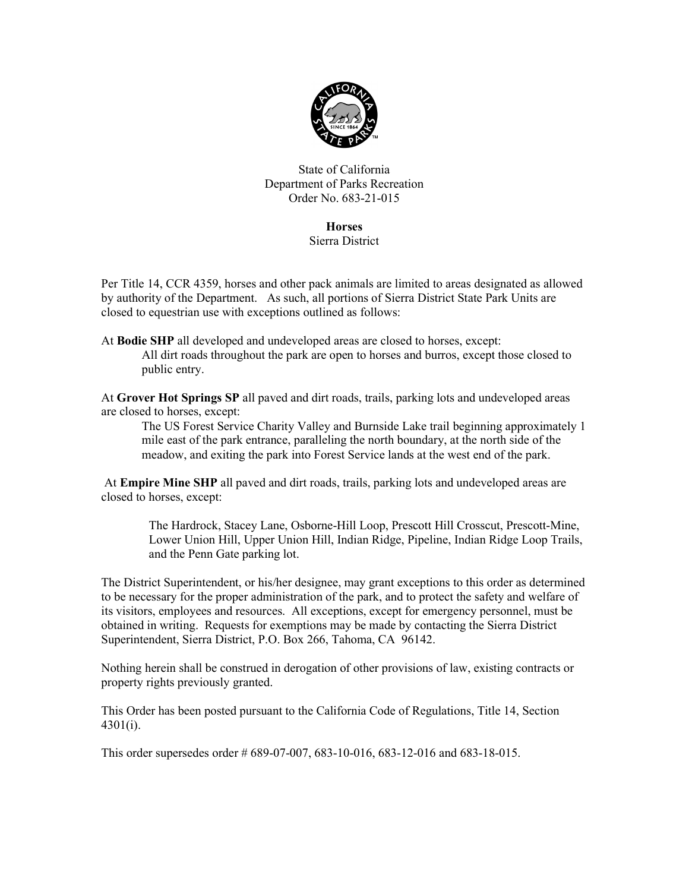State of California
Department of Parks Recreation
Order No. 683-21-015

**Horses**
Sierra District

Per Title 14, CCR 4359, horses and other pack animals are limited to areas designated as allowed by authority of the Department. As such, all portions of Sierra District State Park Units are closed to equestrian use with exceptions outlined as follows:

At **Bodie SHP** all developed and undeveloped areas are closed to horses, except:

> All dirt roads throughout the park are open to horses and burros, except those closed to public entry.

At **Grover Hot Springs SP** all paved and dirt roads, trails, parking lots and undeveloped areas are closed to horses, except:

> The US Forest Service Charity Valley and Burnside Lake trail beginning approximately 1 mile east of the park entrance, paralleling the north boundary, at the north side of the meadow, and exiting the park into Forest Service lands at the west end of the park.

At **Empire Mine SHP** all paved and dirt roads, trails, parking lots and undeveloped areas are closed to horses, except:

> The Hardrock, Stacey Lane, Osborne-Hill Loop, Prescott Hill Crosscut, Prescott-Mine, Lower Union Hill, Upper Union Hill, Indian Ridge, Pipeline, Indian Ridge Loop Trails, and the Penn Gate parking lot.

The District Superintendent, or his/her designee, may grant exceptions to this order as determined to be necessary for the proper administration of the park, and to protect the safety and welfare of its visitors, employees and resources. All exceptions, except for emergency personnel, must be obtained in writing. Requests for exemptions may be made by contacting the Sierra District Superintendent, Sierra District, P.O. Box 266, Tahoma, CA 96142.

Nothing herein shall be construed in derogation of other provisions of law, existing contracts or property rights previously granted.

This Order has been posted pursuant to the California Code of Regulations, Title 14, Section 4301(i).

This order supersedes order # 689-07-007, 683-10-016, 683-12-016 and 683-18-015.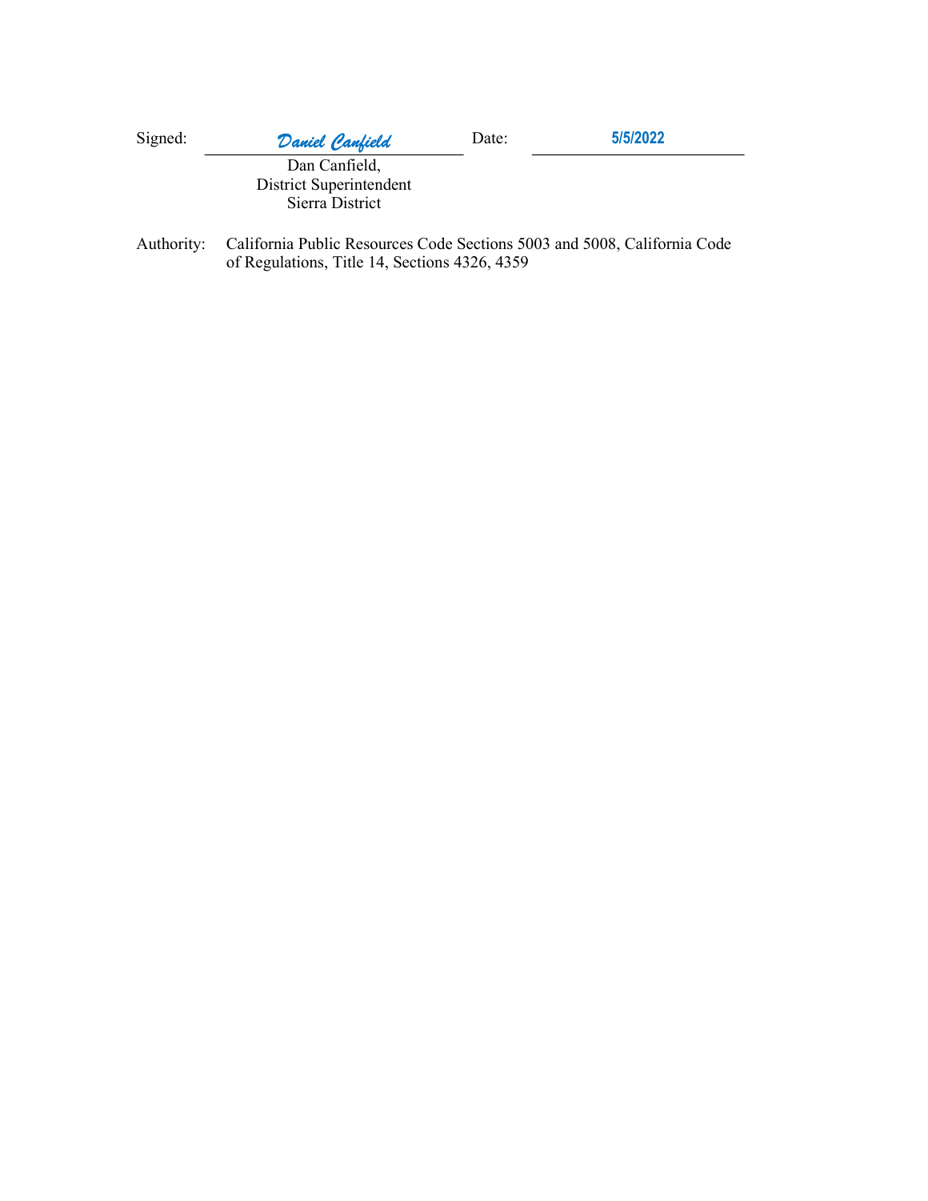Signed: *Daniel Canfield* Date: 5/5/2022

Dan Canfield,
District Superintendent
Sierra District

Authority: California Public Resources Code Sections 5003 and 5008, California Code of Regulations, Title 14, Sections 4326, 4359